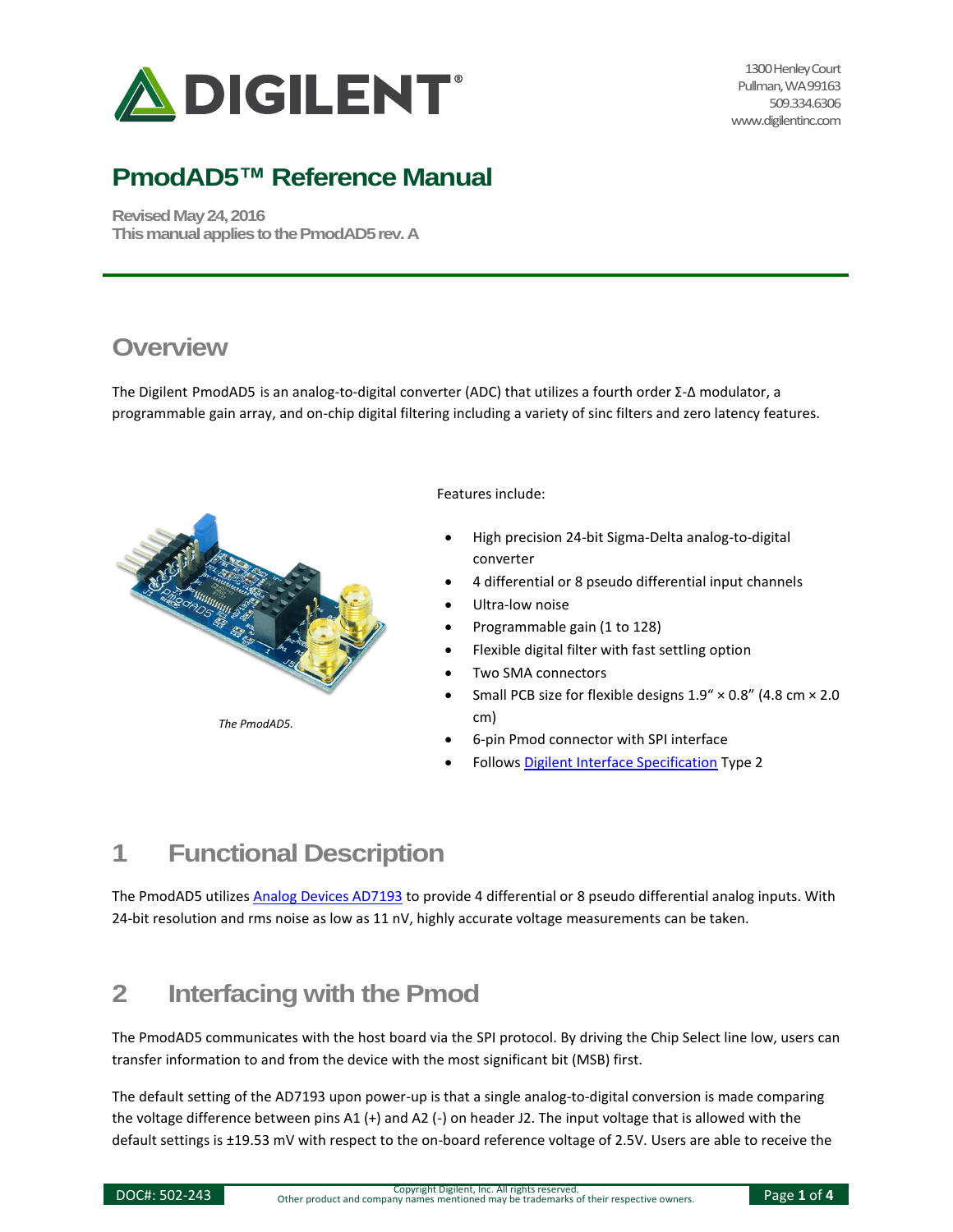# PmodAD5™ Reference Manual

**Revised May 24, 2016**
**This manual applies to the PmodAD5 rev. A**

## Overview

The Digilent PmodAD5 is an analog-to-digital converter (ADC) that utilizes a fourth order Σ-Δ modulator, a programmable gain array, and on-chip digital filtering including a variety of sinc filters and zero latency features.

*The PmodAD5.*

Features include:

- High precision 24-bit Sigma-Delta analog-to-digital converter
- 4 differential or 8 pseudo differential input channels
- Ultra-low noise
- Programmable gain (1 to 128)
- Flexible digital filter with fast settling option
- Two SMA connectors
- Small PCB size for flexible designs 1.9" × 0.8" (4.8 cm × 2.0 cm)
- 6-pin Pmod connector with SPI interface
- Follows Digilent Interface Specification Type 2

## 1 Functional Description

The PmodAD5 utilizes Analog Devices AD7193 to provide 4 differential or 8 pseudo differential analog inputs. With 24-bit resolution and rms noise as low as 11 nV, highly accurate voltage measurements can be taken.

## 2 Interfacing with the Pmod

The PmodAD5 communicates with the host board via the SPI protocol. By driving the Chip Select line low, users can transfer information to and from the device with the most significant bit (MSB) first.

The default setting of the AD7193 upon power-up is that a single analog-to-digital conversion is made comparing the voltage difference between pins A1 (+) and A2 (-) on header J2. The input voltage that is allowed with the default settings is ±19.53 mV with respect to the on-board reference voltage of 2.5V. Users are able to receive the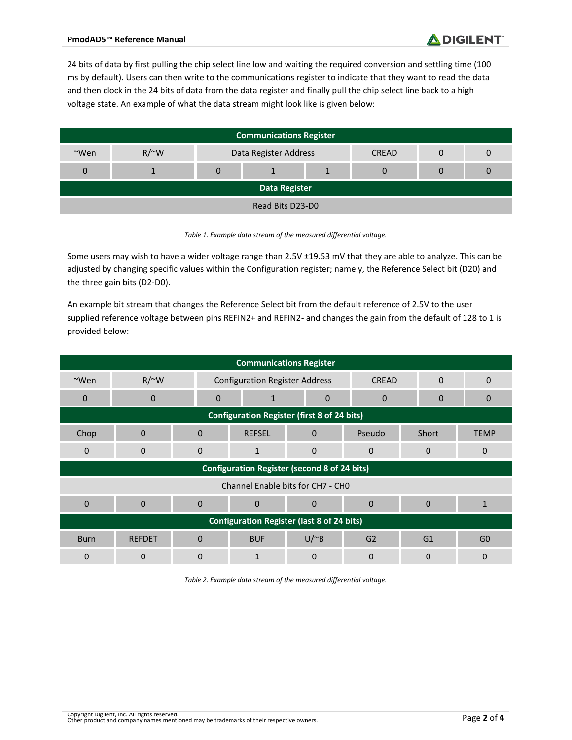24 bits of data by first pulling the chip select line low and waiting the required conversion and settling time (100 ms by default). Users can then write to the communications register to indicate that they want to read the data and then clock in the 24 bits of data from the data register and finally pull the chip select line back to a high voltage state. An example of what the data stream might look like is given below:

| Communications Register | | | | | | | |
|---|---|---|---|---|---|---|---|
| ~Wen | R/~W | Data Register Address | | | CREAD | 0 | 0 |
| 0 | 1 | 0 | 1 | 1 | 0 | 0 | 0 |
| **Data Register** | | | | | | | |
| Read Bits D23-D0 | | | | | | | |

*Table 1. Example data stream of the measured differential voltage.*

Some users may wish to have a wider voltage range than 2.5V ±19.53 mV that they are able to analyze. This can be adjusted by changing specific values within the Configuration register; namely, the Reference Select bit (D20) and the three gain bits (D2-D0).

An example bit stream that changes the Reference Select bit from the default reference of 2.5V to the user supplied reference voltage between pins REFIN2+ and REFIN2- and changes the gain from the default of 128 to 1 is provided below:

| Communications Register | | | | | | | |
|---|---|---|---|---|---|---|---|
| ~Wen | R/~W | Configuration Register Address | | | CREAD | 0 | 0 |
| 0 | 0 | 0 | 1 | 0 | 0 | 0 | 0 |
| **Configuration Register (first 8 of 24 bits)** | | | | | | | |
| Chop | 0 | 0 | REFSEL | 0 | Pseudo | Short | TEMP |
| 0 | 0 | 0 | 1 | 0 | 0 | 0 | 0 |
| **Configuration Register (second 8 of 24 bits)** | | | | | | | |
| Channel Enable bits for CH7 - CH0 | | | | | | | |
| 0 | 0 | 0 | 0 | 0 | 0 | 0 | 1 |
| **Configuration Register (last 8 of 24 bits)** | | | | | | | |
| Burn | REFDET | 0 | BUF | U/~B | G2 | G1 | G0 |
| 0 | 0 | 0 | 1 | 0 | 0 | 0 | 0 |

*Table 2. Example data stream of the measured differential voltage.*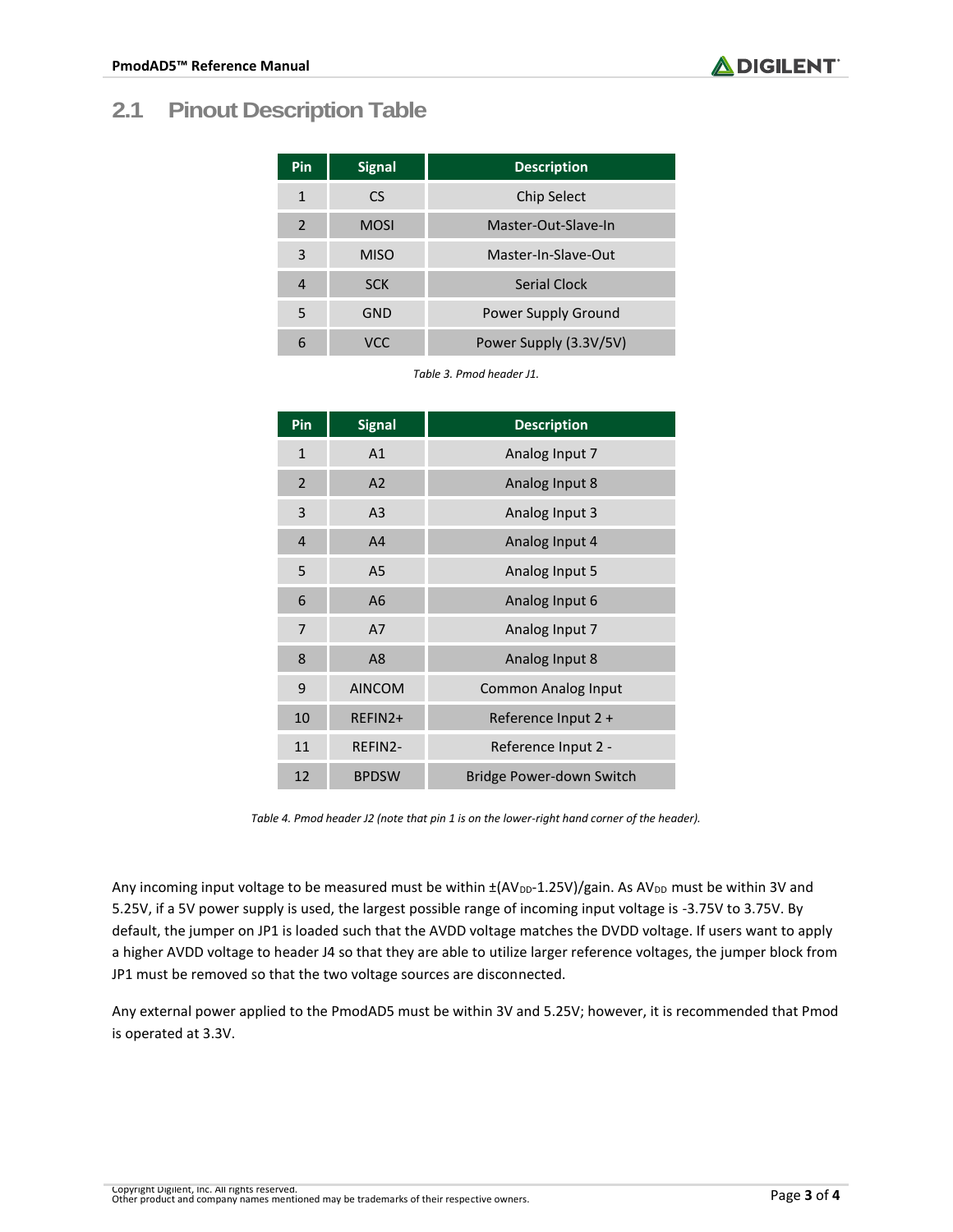## 2.1 Pinout Description Table

| Pin | Signal | Description |
|---|---|---|
| 1 | CS | Chip Select |
| 2 | MOSI | Master-Out-Slave-In |
| 3 | MISO | Master-In-Slave-Out |
| 4 | SCK | Serial Clock |
| 5 | GND | Power Supply Ground |
| 6 | VCC | Power Supply (3.3V/5V) |

*Table 3. Pmod header J1.*

| Pin | Signal | Description |
|---|---|---|
| 1 | A1 | Analog Input 7 |
| 2 | A2 | Analog Input 8 |
| 3 | A3 | Analog Input 3 |
| 4 | A4 | Analog Input 4 |
| 5 | A5 | Analog Input 5 |
| 6 | A6 | Analog Input 6 |
| 7 | A7 | Analog Input 7 |
| 8 | A8 | Analog Input 8 |
| 9 | AINCOM | Common Analog Input |
| 10 | REFIN2+ | Reference Input 2 + |
| 11 | REFIN2- | Reference Input 2 - |
| 12 | BPDSW | Bridge Power-down Switch |

*Table 4. Pmod header J2 (note that pin 1 is on the lower-right hand corner of the header).*

Any incoming input voltage to be measured must be within $\pm(AV_{DD}$-1.25V)/gain. As $AV_{DD}$ must be within 3V and 5.25V, if a 5V power supply is used, the largest possible range of incoming input voltage is -3.75V to 3.75V. By default, the jumper on JP1 is loaded such that the AVDD voltage matches the DVDD voltage. If users want to apply a higher AVDD voltage to header J4 so that they are able to utilize larger reference voltages, the jumper block from JP1 must be removed so that the two voltage sources are disconnected.

Any external power applied to the PmodAD5 must be within 3V and 5.25V; however, it is recommended that Pmod is operated at 3.3V.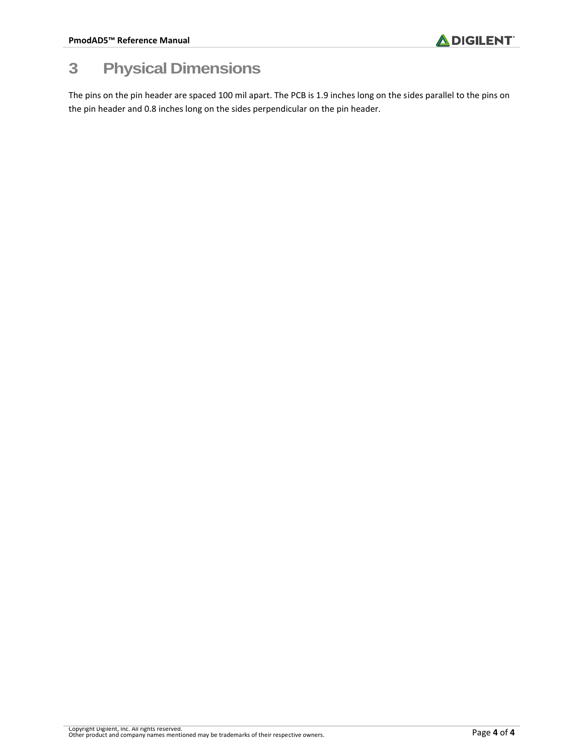# 3 Physical Dimensions

The pins on the pin header are spaced 100 mil apart. The PCB is 1.9 inches long on the sides parallel to the pins on the pin header and 0.8 inches long on the sides perpendicular on the pin header.